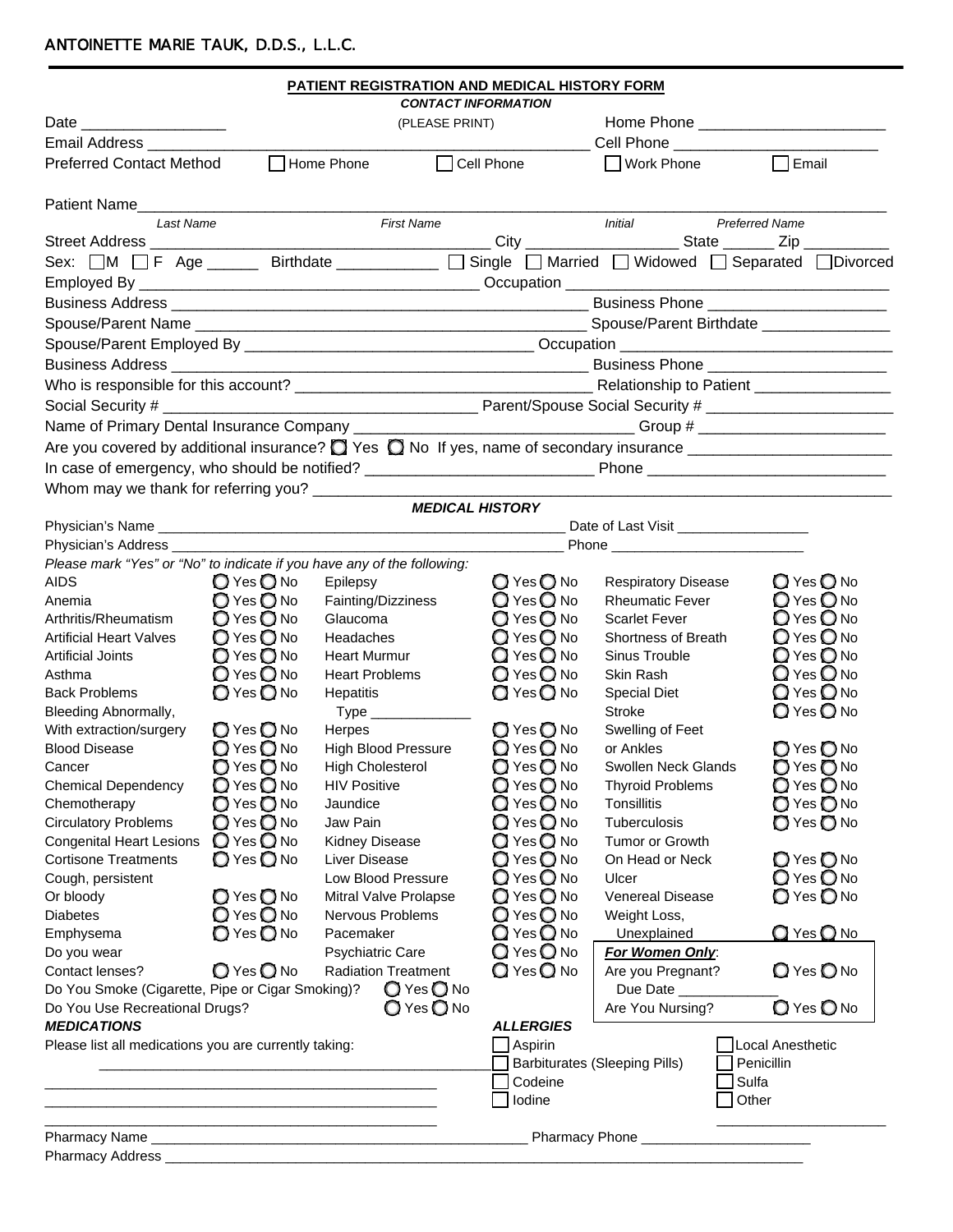ANTOINETTE MARIE TAUK, D.D.S., L.L.C.

## PATIENT REGISTRATION AND MEDICAL HISTORY FORM

### *CONTACT INFORMATION*

(PLEASE PRINT)

Date _________________ Home Phone ______________________

Email Address ________________________________________________ Cell Phone ________________________

Preferred Contact Method ☐ Home Phone ☐ Cell Phone ☐ Work Phone ☐ Email

Patient Name_____________________________________________________________________________________

*Last Name* *First Name* *Initial* *Preferred Name*

Street Address _______________________________________ City __________________ State ______ Zip __________

Sex: ☐M ☐F Age ______ Birthdate ____________ ☐ Single ☐ Married ☐ Widowed ☐ Separated ☐Divorced

Employed By _______________________________________ Occupation ______________________________________

Business Address ________________________________________________ Business Phone _____________________

Spouse/Parent Name ____________________________________________ Spouse/Parent Birthdate _______________

Spouse/Parent Employed By _________________________________ Occupation _________________________________

Business Address ________________________________________________ Business Phone _____________________

Who is responsible for this account? __________________________________ Relationship to Patient ________________

Social Security # ____________________________________ Parent/Spouse Social Security # ______________________

Name of Primary Dental Insurance Company ________________________________ Group # _____________________

Are you covered by additional insurance? ○ Yes ○ No If yes, name of secondary insurance ________________________

In case of emergency, who should be notified? ___________________________ Phone ____________________________

Whom may we thank for referring you? __________________________________________________________________

### *MEDICAL HISTORY*

Physician's Name ____________________________________________________ Date of Last Visit _________________

Physician's Address __________________________________________________ Phone _________________________

*Please mark "Yes" or "No" to indicate if you have any of the following:*

| Condition | | Condition | | Condition | |
|---|---|---|---|---|---|
| AIDS | ○ Yes ○ No | Epilepsy | ○ Yes ○ No | Respiratory Disease | ○ Yes ○ No |
| Anemia | ○ Yes ○ No | Fainting/Dizziness | ○ Yes ○ No | Rheumatic Fever | ○ Yes ○ No |
| Arthritis/Rheumatism | ○ Yes ○ No | Glaucoma | ○ Yes ○ No | Scarlet Fever | ○ Yes ○ No |
| Artificial Heart Valves | ○ Yes ○ No | Headaches | ○ Yes ○ No | Shortness of Breath | ○ Yes ○ No |
| Artificial Joints | ○ Yes ○ No | Heart Murmur | ○ Yes ○ No | Sinus Trouble | ○ Yes ○ No |
| Asthma | ○ Yes ○ No | Heart Problems | ○ Yes ○ No | Skin Rash | ○ Yes ○ No |
| Back Problems | ○ Yes ○ No | Hepatitis | ○ Yes ○ No | Special Diet | ○ Yes ○ No |
| Bleeding Abnormally, With extraction/surgery | ○ Yes ○ No | Type _____________ | | Stroke | ○ Yes ○ No |
| Blood Disease | ○ Yes ○ No | Herpes | ○ Yes ○ No | Swelling of Feet or Ankles | ○ Yes ○ No |
| Cancer | ○ Yes ○ No | High Blood Pressure | ○ Yes ○ No | Swollen Neck Glands | ○ Yes ○ No |
| Chemical Dependency | ○ Yes ○ No | High Cholesterol | ○ Yes ○ No | Thyroid Problems | ○ Yes ○ No |
| Chemotherapy | ○ Yes ○ No | HIV Positive | ○ Yes ○ No | Tonsillitis | ○ Yes ○ No |
| Circulatory Problems | ○ Yes ○ No | Jaundice | ○ Yes ○ No | Tuberculosis | ○ Yes ○ No |
| Congenital Heart Lesions | ○ Yes ○ No | Jaw Pain | ○ Yes ○ No | Tumor or Growth On Head or Neck | ○ Yes ○ No |
| Cortisone Treatments | ○ Yes ○ No | Kidney Disease | ○ Yes ○ No | Ulcer | ○ Yes ○ No |
| Cough, persistent Or bloody | ○ Yes ○ No | Liver Disease | ○ Yes ○ No | Venereal Disease | ○ Yes ○ No |
| Diabetes | ○ Yes ○ No | Low Blood Pressure | ○ Yes ○ No | Weight Loss, Unexplained | ○ Yes ○ No |
| Emphysema | ○ Yes ○ No | Mitral Valve Prolapse | ○ Yes ○ No | | |
| Do you wear Contact lenses? | ○ Yes ○ No | Nervous Problems | ○ Yes ○ No | | |
| | | Pacemaker | ○ Yes ○ No | | |
| | | Psychiatric Care | ○ Yes ○ No | | |
| | | Radiation Treatment | ○ Yes ○ No | | |

Do You Smoke (Cigarette, Pipe or Cigar Smoking)? ○ Yes ○ No

Do You Use Recreational Drugs? ○ Yes ○ No

***For Women Only***:

Are you Pregnant? ○ Yes ○ No

Due Date _____________

Are You Nursing? ○ Yes ○ No

***MEDICATIONS***

Please list all medications you are currently taking:

__________________________________________________

__________________________________________________

__________________________________________________

__________________________________________________

***ALLERGIES***

☐ Aspirin
☐ Barbiturates (Sleeping Pills)
☐ Codeine
☐ Iodine
☐ Local Anesthetic
☐ Penicillin
☐ Sulfa
☐ Other ______________________

Pharmacy Name ________________________________________________ Pharmacy Phone ______________________

Pharmacy Address ____________________________________________________________________________________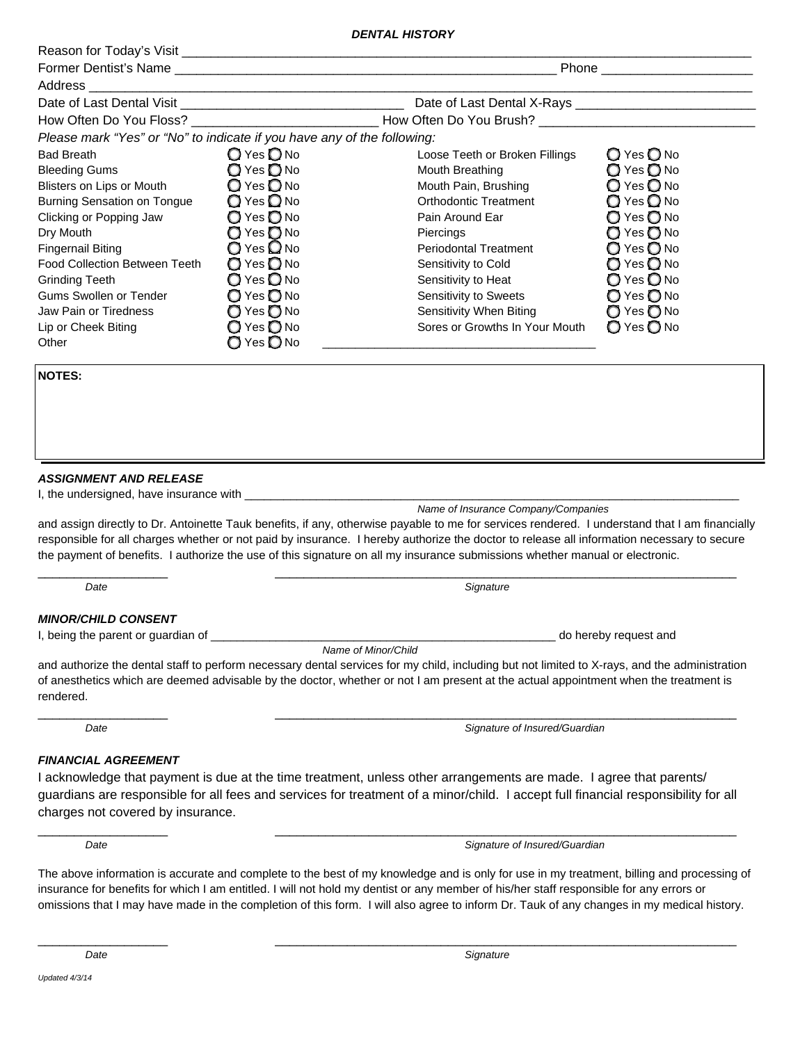## *DENTAL HISTORY*

Reason for Today's Visit ______________________________________________________________________________

Former Dentist's Name ___________________________________________________ Phone ____________________

Address ________________________________________________________________________________________

Date of Last Dental Visit ______________________________ Date of Last Dental X-Rays ________________________

How Often Do You Floss? _________________________ How Often Do You Brush? _____________________________

*Please mark "Yes" or "No" to indicate if you have any of the following:*

| | | | |
|---|---|---|---|
| Bad Breath | ○ Yes ○ No | Loose Teeth or Broken Fillings | ○ Yes ○ No |
| Bleeding Gums | ○ Yes ○ No | Mouth Breathing | ○ Yes ○ No |
| Blisters on Lips or Mouth | ○ Yes ○ No | Mouth Pain, Brushing | ○ Yes ○ No |
| Burning Sensation on Tongue | ○ Yes ○ No | Orthodontic Treatment | ○ Yes ○ No |
| Clicking or Popping Jaw | ○ Yes ○ No | Pain Around Ear | ○ Yes ○ No |
| Dry Mouth | ○ Yes ○ No | Piercings | ○ Yes ○ No |
| Fingernail Biting | ○ Yes ○ No | Periodontal Treatment | ○ Yes ○ No |
| Food Collection Between Teeth | ○ Yes ○ No | Sensitivity to Cold | ○ Yes ○ No |
| Grinding Teeth | ○ Yes ○ No | Sensitivity to Heat | ○ Yes ○ No |
| Gums Swollen or Tender | ○ Yes ○ No | Sensitivity to Sweets | ○ Yes ○ No |
| Jaw Pain or Tiredness | ○ Yes ○ No | Sensitivity When Biting | ○ Yes ○ No |
| Lip or Cheek Biting | ○ Yes ○ No | Sores or Growths In Your Mouth | ○ Yes ○ No |
| Other | ○ Yes ○ No | ______________________________________ | |

**NOTES:**

### *ASSIGNMENT AND RELEASE*

I, the undersigned, have insurance with ____________________________________________________________________

*Name of Insurance Company/Companies*

and assign directly to Dr. Antoinette Tauk benefits, if any, otherwise payable to me for services rendered. I understand that I am financially responsible for all charges whether or not paid by insurance. I hereby authorize the doctor to release all information necessary to secure the payment of benefits. I authorize the use of this signature on all my insurance submissions whether manual or electronic.

___________________ ______________________________________________________________________

*Date* *Signature*

### *MINOR/CHILD CONSENT*

I, being the parent or guardian of _____________________________________________________ do hereby request and

*Name of Minor/Child*

and authorize the dental staff to perform necessary dental services for my child, including but not limited to X-rays, and the administration of anesthetics which are deemed advisable by the doctor, whether or not I am present at the actual appointment when the treatment is rendered.

___________________ ______________________________________________________________________

*Date* *Signature of Insured/Guardian*

### *FINANCIAL AGREEMENT*

I acknowledge that payment is due at the time treatment, unless other arrangements are made. I agree that parents/ guardians are responsible for all fees and services for treatment of a minor/child. I accept full financial responsibility for all charges not covered by insurance.

___________________ ______________________________________________________________________

*Date* *Signature of Insured/Guardian*

The above information is accurate and complete to the best of my knowledge and is only for use in my treatment, billing and processing of insurance for benefits for which I am entitled. I will not hold my dentist or any member of his/her staff responsible for any errors or omissions that I may have made in the completion of this form. I will also agree to inform Dr. Tauk of any changes in my medical history.

___________________ ______________________________________________________________________

*Date* *Signature*

*Updated 4/3/14*